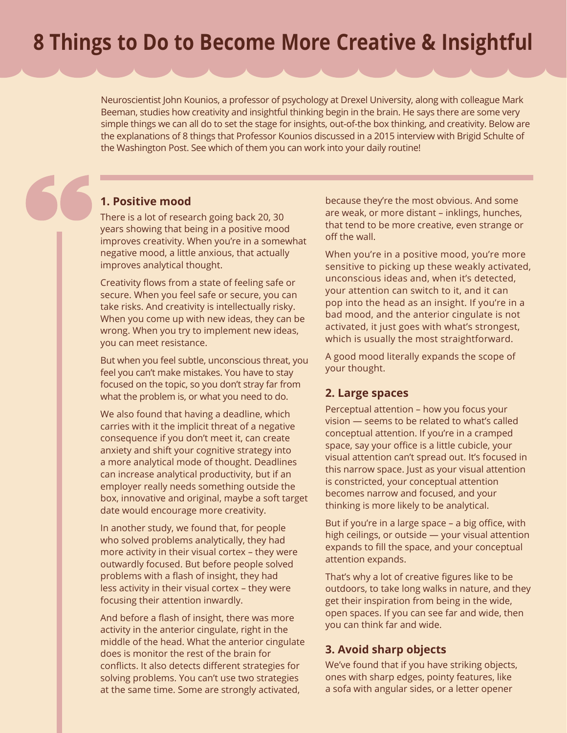# 8 Things to Do to Become More Creative & Insightful

Neuroscientist John Kounios, a professor of psychology at Drexel University, along with colleague Mark Beeman, studies how creativity and insightful thinking begin in the brain. He says there are some very simple things we can all do to set the stage for insights, out-of-the box thinking, and creativity. Below are the explanations of 8 things that Professor Kounios discussed in a 2015 interview with Brigid Schulte of the Washington Post. See which of them you can work into your daily routine!

### 1. Positive mood

There is a lot of research going back 20, 30 years showing that being in a positive mood improves creativity. When you're in a somewhat negative mood, a little anxious, that actually improves analytical thought.

Creativity flows from a state of feeling safe or secure. When you feel safe or secure, you can take risks. And creativity is intellectually risky. When you come up with new ideas, they can be wrong. When you try to implement new ideas, you can meet resistance.

But when you feel subtle, unconscious threat, you feel you can't make mistakes. You have to stay focused on the topic, so you don't stray far from what the problem is, or what you need to do.

We also found that having a deadline, which carries with it the implicit threat of a negative consequence if you don't meet it, can create anxiety and shift your cognitive strategy into a more analytical mode of thought. Deadlines can increase analytical productivity, but if an employer really needs something outside the box, innovative and original, maybe a soft target date would encourage more creativity.

In another study, we found that, for people who solved problems analytically, they had more activity in their visual cortex – they were outwardly focused. But before people solved problems with a flash of insight, they had less activity in their visual cortex – they were focusing their attention inwardly.

And before a flash of insight, there was more activity in the anterior cingulate, right in the middle of the head. What the anterior cingulate does is monitor the rest of the brain for conflicts. It also detects different strategies for solving problems. You can't use two strategies at the same time. Some are strongly activated, because they're the most obvious. And some are weak, or more distant – inklings, hunches, that tend to be more creative, even strange or off the wall.

When you're in a positive mood, you're more sensitive to picking up these weakly activated, unconscious ideas and, when it's detected, your attention can switch to it, and it can pop into the head as an insight. If you're in a bad mood, and the anterior cingulate is not activated, it just goes with what's strongest, which is usually the most straightforward.

A good mood literally expands the scope of your thought.

### 2. Large spaces

Perceptual attention – how you focus your vision — seems to be related to what's called conceptual attention. If you're in a cramped space, say your office is a little cubicle, your visual attention can't spread out. It's focused in this narrow space. Just as your visual attention is constricted, your conceptual attention becomes narrow and focused, and your thinking is more likely to be analytical.

But if you're in a large space – a big office, with high ceilings, or outside — your visual attention expands to fill the space, and your conceptual attention expands.

That's why a lot of creative figures like to be outdoors, to take long walks in nature, and they get their inspiration from being in the wide, open spaces. If you can see far and wide, then you can think far and wide.

### 3. Avoid sharp objects

We've found that if you have striking objects, ones with sharp edges, pointy features, like a sofa with angular sides, or a letter opener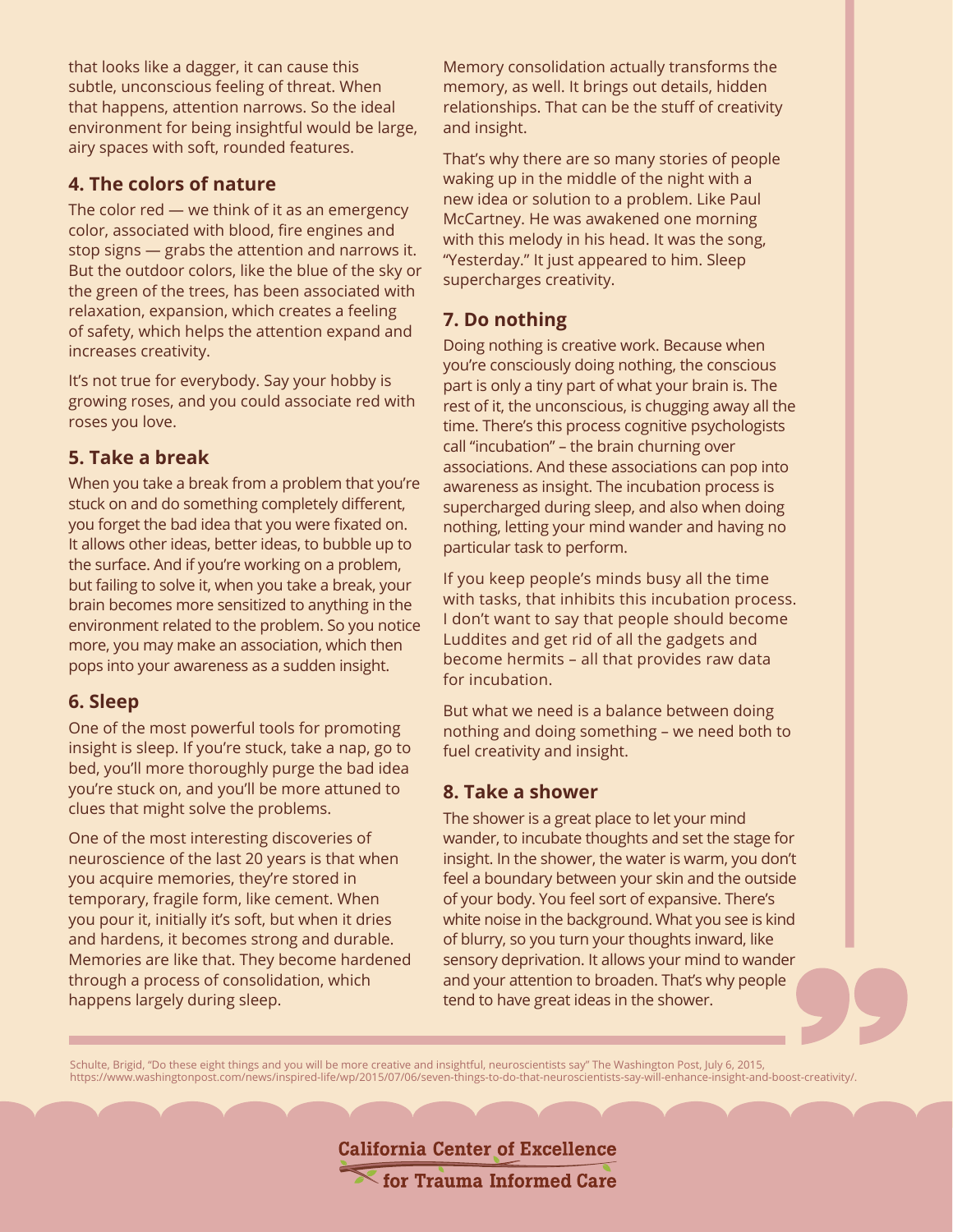that looks like a dagger, it can cause this subtle, unconscious feeling of threat. When that happens, attention narrows. So the ideal environment for being insightful would be large, airy spaces with soft, rounded features.

### 4. The colors of nature

The color red — we think of it as an emergency color, associated with blood, fire engines and stop signs — grabs the attention and narrows it. But the outdoor colors, like the blue of the sky or the green of the trees, has been associated with relaxation, expansion, which creates a feeling of safety, which helps the attention expand and increases creativity.

It's not true for everybody. Say your hobby is growing roses, and you could associate red with roses you love.

### 5. Take a break

When you take a break from a problem that you're stuck on and do something completely different, you forget the bad idea that you were fixated on. It allows other ideas, better ideas, to bubble up to the surface. And if you're working on a problem, but failing to solve it, when you take a break, your brain becomes more sensitized to anything in the environment related to the problem. So you notice more, you may make an association, which then pops into your awareness as a sudden insight.

### 6. Sleep

One of the most powerful tools for promoting insight is sleep. If you're stuck, take a nap, go to bed, you'll more thoroughly purge the bad idea you're stuck on, and you'll be more attuned to clues that might solve the problems.

One of the most interesting discoveries of neuroscience of the last 20 years is that when you acquire memories, they're stored in temporary, fragile form, like cement. When you pour it, initially it's soft, but when it dries and hardens, it becomes strong and durable. Memories are like that. They become hardened through a process of consolidation, which happens largely during sleep.

Memory consolidation actually transforms the memory, as well. It brings out details, hidden relationships. That can be the stuff of creativity and insight.

That's why there are so many stories of people waking up in the middle of the night with a new idea or solution to a problem. Like Paul McCartney. He was awakened one morning with this melody in his head. It was the song, "Yesterday." It just appeared to him. Sleep supercharges creativity.

### 7. Do nothing

Doing nothing is creative work. Because when you're consciously doing nothing, the conscious part is only a tiny part of what your brain is. The rest of it, the unconscious, is chugging away all the time. There's this process cognitive psychologists call "incubation" – the brain churning over associations. And these associations can pop into awareness as insight. The incubation process is supercharged during sleep, and also when doing nothing, letting your mind wander and having no particular task to perform.

If you keep people's minds busy all the time with tasks, that inhibits this incubation process. I don't want to say that people should become Luddites and get rid of all the gadgets and become hermits – all that provides raw data for incubation.

But what we need is a balance between doing nothing and doing something – we need both to fuel creativity and insight.

### 8. Take a shower

The shower is a great place to let your mind wander, to incubate thoughts and set the stage for insight. In the shower, the water is warm, you don't feel a boundary between your skin and the outside of your body. You feel sort of expansive. There's white noise in the background. What you see is kind of blurry, so you turn your thoughts inward, like sensory deprivation. It allows your mind to wander and your attention to broaden. That's why people tend to have great ideas in the shower.

Schulte, Brigid, "Do these eight things and you will be more creative and insightful, neuroscientists say" The Washington Post, July 6, 2015, https://www.washingtonpost.com/news/inspired-life/wp/2015/07/06/seven-things-to-do-that-neuroscientists-say-will-enhance-insight-and-boost-creativity/.

California Center of Excellence for Trauma Informed Care